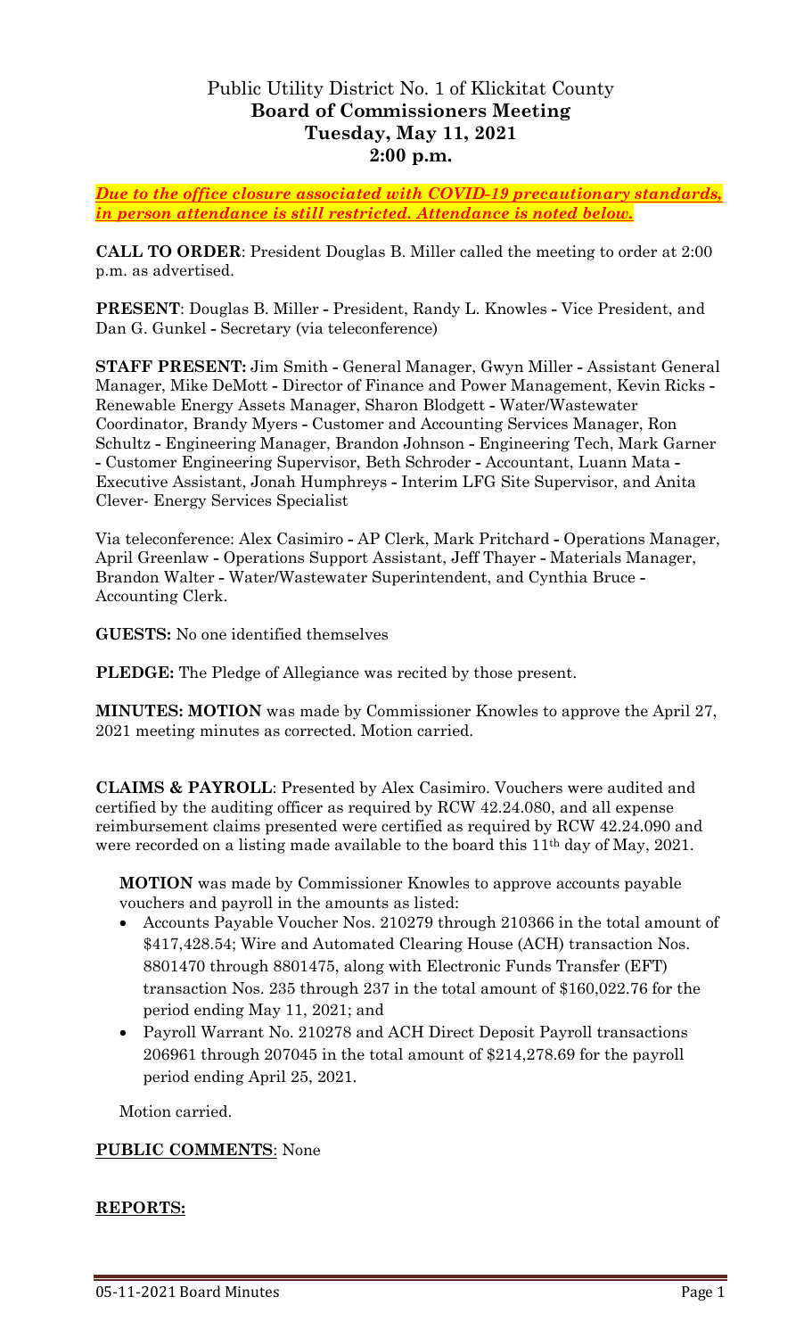# Public Utility District No. 1 of Klickitat County
## Board of Commissioners Meeting
## Tuesday, May 11, 2021
## 2:00 p.m.

***Due to the office closure associated with COVID-19 precautionary standards, in person attendance is still restricted. Attendance is noted below.***

**CALL TO ORDER**: President Douglas B. Miller called the meeting to order at 2:00 p.m. as advertised.

**PRESENT**: Douglas B. Miller - President, Randy L. Knowles - Vice President, and Dan G. Gunkel - Secretary (via teleconference)

**STAFF PRESENT:** Jim Smith - General Manager, Gwyn Miller - Assistant General Manager, Mike DeMott - Director of Finance and Power Management, Kevin Ricks - Renewable Energy Assets Manager, Sharon Blodgett - Water/Wastewater Coordinator, Brandy Myers - Customer and Accounting Services Manager, Ron Schultz - Engineering Manager, Brandon Johnson - Engineering Tech, Mark Garner - Customer Engineering Supervisor, Beth Schroder - Accountant, Luann Mata - Executive Assistant, Jonah Humphreys - Interim LFG Site Supervisor, and Anita Clever- Energy Services Specialist

Via teleconference: Alex Casimiro - AP Clerk, Mark Pritchard - Operations Manager, April Greenlaw - Operations Support Assistant, Jeff Thayer - Materials Manager, Brandon Walter - Water/Wastewater Superintendent, and Cynthia Bruce - Accounting Clerk.

**GUESTS:** No one identified themselves

**PLEDGE:** The Pledge of Allegiance was recited by those present.

**MINUTES: MOTION** was made by Commissioner Knowles to approve the April 27, 2021 meeting minutes as corrected. Motion carried.

**CLAIMS & PAYROLL**: Presented by Alex Casimiro. Vouchers were audited and certified by the auditing officer as required by RCW 42.24.080, and all expense reimbursement claims presented were certified as required by RCW 42.24.090 and were recorded on a listing made available to the board this 11th day of May, 2021.

**MOTION** was made by Commissioner Knowles to approve accounts payable vouchers and payroll in the amounts as listed:

- Accounts Payable Voucher Nos. 210279 through 210366 in the total amount of $417,428.54; Wire and Automated Clearing House (ACH) transaction Nos. 8801470 through 8801475, along with Electronic Funds Transfer (EFT) transaction Nos. 235 through 237 in the total amount of $160,022.76 for the period ending May 11, 2021; and
- Payroll Warrant No. 210278 and ACH Direct Deposit Payroll transactions 206961 through 207045 in the total amount of $214,278.69 for the payroll period ending April 25, 2021.

Motion carried.

**PUBLIC COMMENTS**: None

**REPORTS:**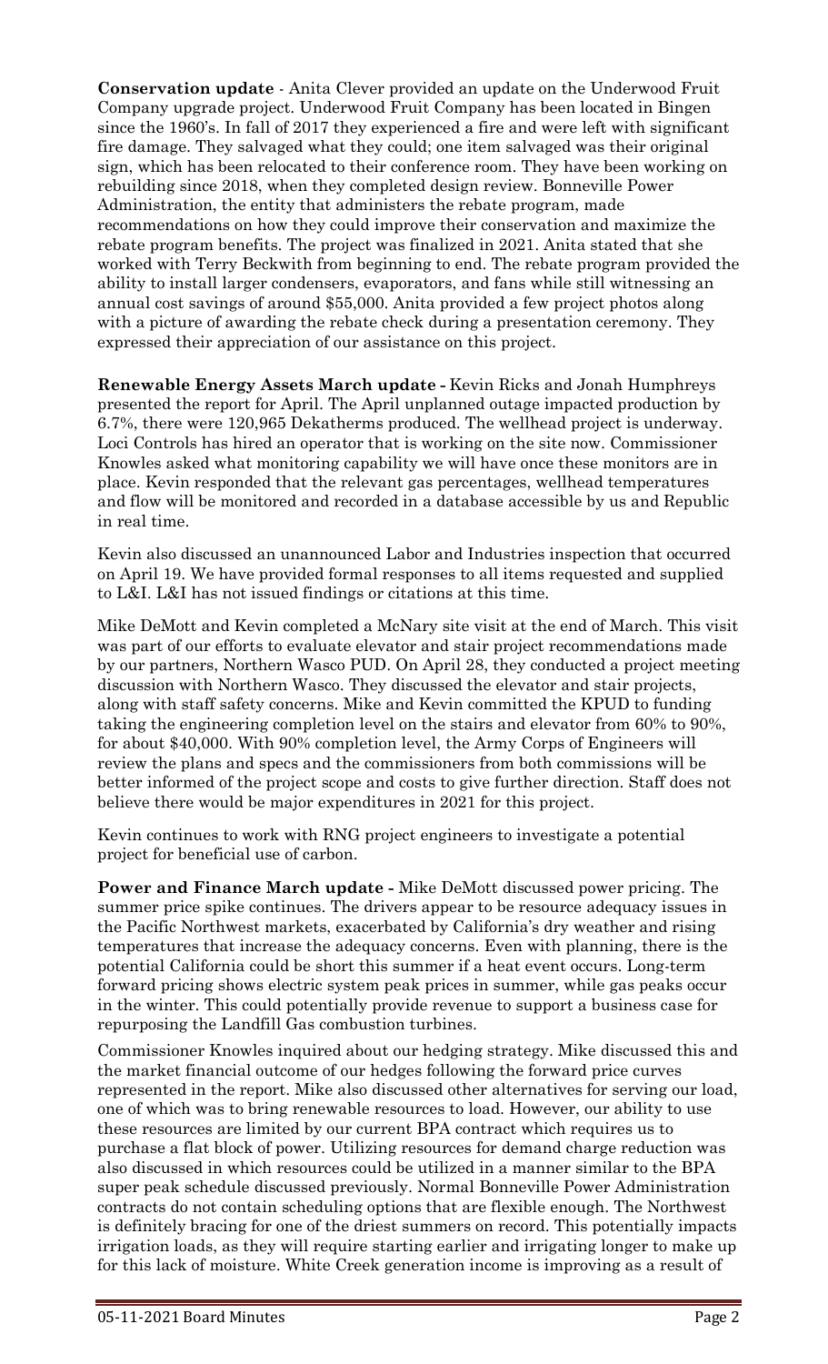**Conservation update** - Anita Clever provided an update on the Underwood Fruit Company upgrade project. Underwood Fruit Company has been located in Bingen since the 1960's. In fall of 2017 they experienced a fire and were left with significant fire damage. They salvaged what they could; one item salvaged was their original sign, which has been relocated to their conference room. They have been working on rebuilding since 2018, when they completed design review. Bonneville Power Administration, the entity that administers the rebate program, made recommendations on how they could improve their conservation and maximize the rebate program benefits. The project was finalized in 2021. Anita stated that she worked with Terry Beckwith from beginning to end. The rebate program provided the ability to install larger condensers, evaporators, and fans while still witnessing an annual cost savings of around $55,000. Anita provided a few project photos along with a picture of awarding the rebate check during a presentation ceremony. They expressed their appreciation of our assistance on this project.

**Renewable Energy Assets March update -** Kevin Ricks and Jonah Humphreys presented the report for April. The April unplanned outage impacted production by 6.7%, there were 120,965 Dekatherms produced. The wellhead project is underway. Loci Controls has hired an operator that is working on the site now. Commissioner Knowles asked what monitoring capability we will have once these monitors are in place. Kevin responded that the relevant gas percentages, wellhead temperatures and flow will be monitored and recorded in a database accessible by us and Republic in real time.

Kevin also discussed an unannounced Labor and Industries inspection that occurred on April 19. We have provided formal responses to all items requested and supplied to L&I. L&I has not issued findings or citations at this time.

Mike DeMott and Kevin completed a McNary site visit at the end of March. This visit was part of our efforts to evaluate elevator and stair project recommendations made by our partners, Northern Wasco PUD. On April 28, they conducted a project meeting discussion with Northern Wasco. They discussed the elevator and stair projects, along with staff safety concerns. Mike and Kevin committed the KPUD to funding taking the engineering completion level on the stairs and elevator from 60% to 90%, for about $40,000. With 90% completion level, the Army Corps of Engineers will review the plans and specs and the commissioners from both commissions will be better informed of the project scope and costs to give further direction. Staff does not believe there would be major expenditures in 2021 for this project.

Kevin continues to work with RNG project engineers to investigate a potential project for beneficial use of carbon.

**Power and Finance March update -** Mike DeMott discussed power pricing. The summer price spike continues. The drivers appear to be resource adequacy issues in the Pacific Northwest markets, exacerbated by California's dry weather and rising temperatures that increase the adequacy concerns. Even with planning, there is the potential California could be short this summer if a heat event occurs. Long-term forward pricing shows electric system peak prices in summer, while gas peaks occur in the winter. This could potentially provide revenue to support a business case for repurposing the Landfill Gas combustion turbines.

Commissioner Knowles inquired about our hedging strategy. Mike discussed this and the market financial outcome of our hedges following the forward price curves represented in the report. Mike also discussed other alternatives for serving our load, one of which was to bring renewable resources to load. However, our ability to use these resources are limited by our current BPA contract which requires us to purchase a flat block of power. Utilizing resources for demand charge reduction was also discussed in which resources could be utilized in a manner similar to the BPA super peak schedule discussed previously. Normal Bonneville Power Administration contracts do not contain scheduling options that are flexible enough. The Northwest is definitely bracing for one of the driest summers on record. This potentially impacts irrigation loads, as they will require starting earlier and irrigating longer to make up for this lack of moisture. White Creek generation income is improving as a result of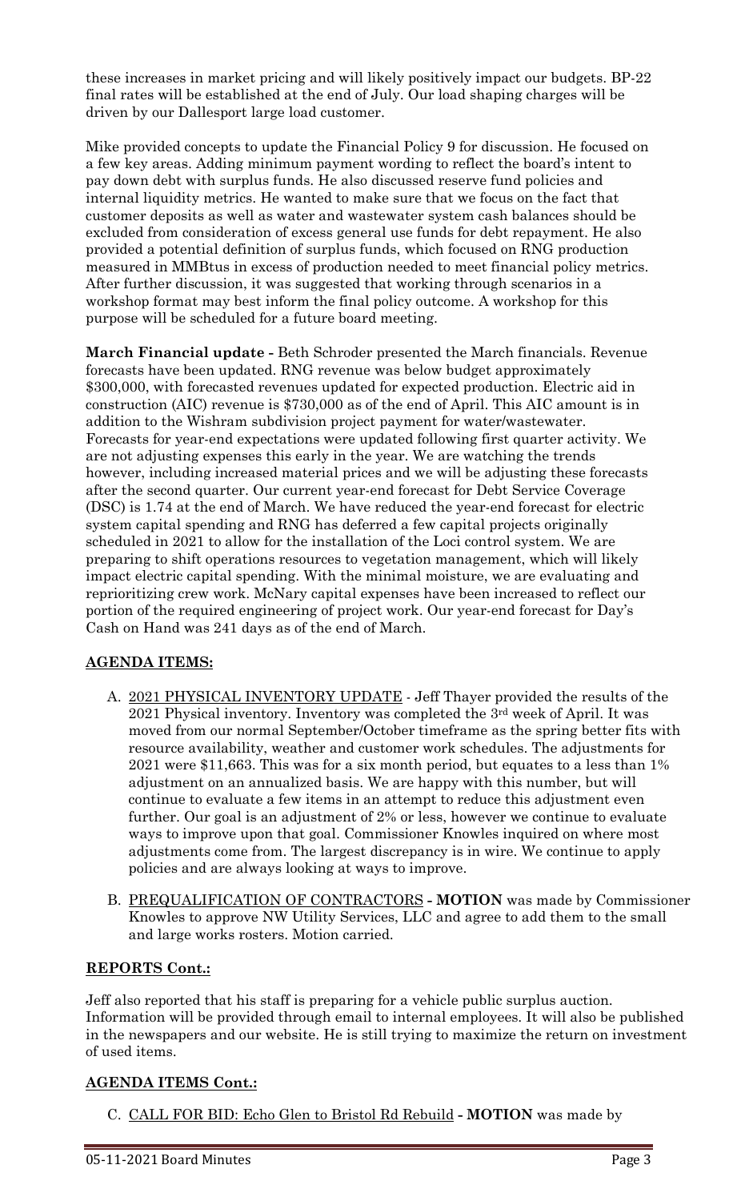these increases in market pricing and will likely positively impact our budgets. BP-22 final rates will be established at the end of July. Our load shaping charges will be driven by our Dallesport large load customer.

Mike provided concepts to update the Financial Policy 9 for discussion. He focused on a few key areas. Adding minimum payment wording to reflect the board's intent to pay down debt with surplus funds. He also discussed reserve fund policies and internal liquidity metrics. He wanted to make sure that we focus on the fact that customer deposits as well as water and wastewater system cash balances should be excluded from consideration of excess general use funds for debt repayment. He also provided a potential definition of surplus funds, which focused on RNG production measured in MMBtus in excess of production needed to meet financial policy metrics. After further discussion, it was suggested that working through scenarios in a workshop format may best inform the final policy outcome. A workshop for this purpose will be scheduled for a future board meeting.

**March Financial update -** Beth Schroder presented the March financials. Revenue forecasts have been updated. RNG revenue was below budget approximately $300,000, with forecasted revenues updated for expected production. Electric aid in construction (AIC) revenue is $730,000 as of the end of April. This AIC amount is in addition to the Wishram subdivision project payment for water/wastewater. Forecasts for year-end expectations were updated following first quarter activity. We are not adjusting expenses this early in the year. We are watching the trends however, including increased material prices and we will be adjusting these forecasts after the second quarter. Our current year-end forecast for Debt Service Coverage (DSC) is 1.74 at the end of March. We have reduced the year-end forecast for electric system capital spending and RNG has deferred a few capital projects originally scheduled in 2021 to allow for the installation of the Loci control system. We are preparing to shift operations resources to vegetation management, which will likely impact electric capital spending. With the minimal moisture, we are evaluating and reprioritizing crew work. McNary capital expenses have been increased to reflect our portion of the required engineering of project work. Our year-end forecast for Day's Cash on Hand was 241 days as of the end of March.

## AGENDA ITEMS:

A. 2021 PHYSICAL INVENTORY UPDATE - Jeff Thayer provided the results of the 2021 Physical inventory. Inventory was completed the 3rd week of April. It was moved from our normal September/October timeframe as the spring better fits with resource availability, weather and customer work schedules. The adjustments for 2021 were $11,663. This was for a six month period, but equates to a less than 1% adjustment on an annualized basis. We are happy with this number, but will continue to evaluate a few items in an attempt to reduce this adjustment even further. Our goal is an adjustment of 2% or less, however we continue to evaluate ways to improve upon that goal. Commissioner Knowles inquired on where most adjustments come from. The largest discrepancy is in wire. We continue to apply policies and are always looking at ways to improve.

B. PREQUALIFICATION OF CONTRACTORS **- MOTION** was made by Commissioner Knowles to approve NW Utility Services, LLC and agree to add them to the small and large works rosters. Motion carried.

## REPORTS Cont.:

Jeff also reported that his staff is preparing for a vehicle public surplus auction. Information will be provided through email to internal employees. It will also be published in the newspapers and our website. He is still trying to maximize the return on investment of used items.

## AGENDA ITEMS Cont.:

C. CALL FOR BID: Echo Glen to Bristol Rd Rebuild **- MOTION** was made by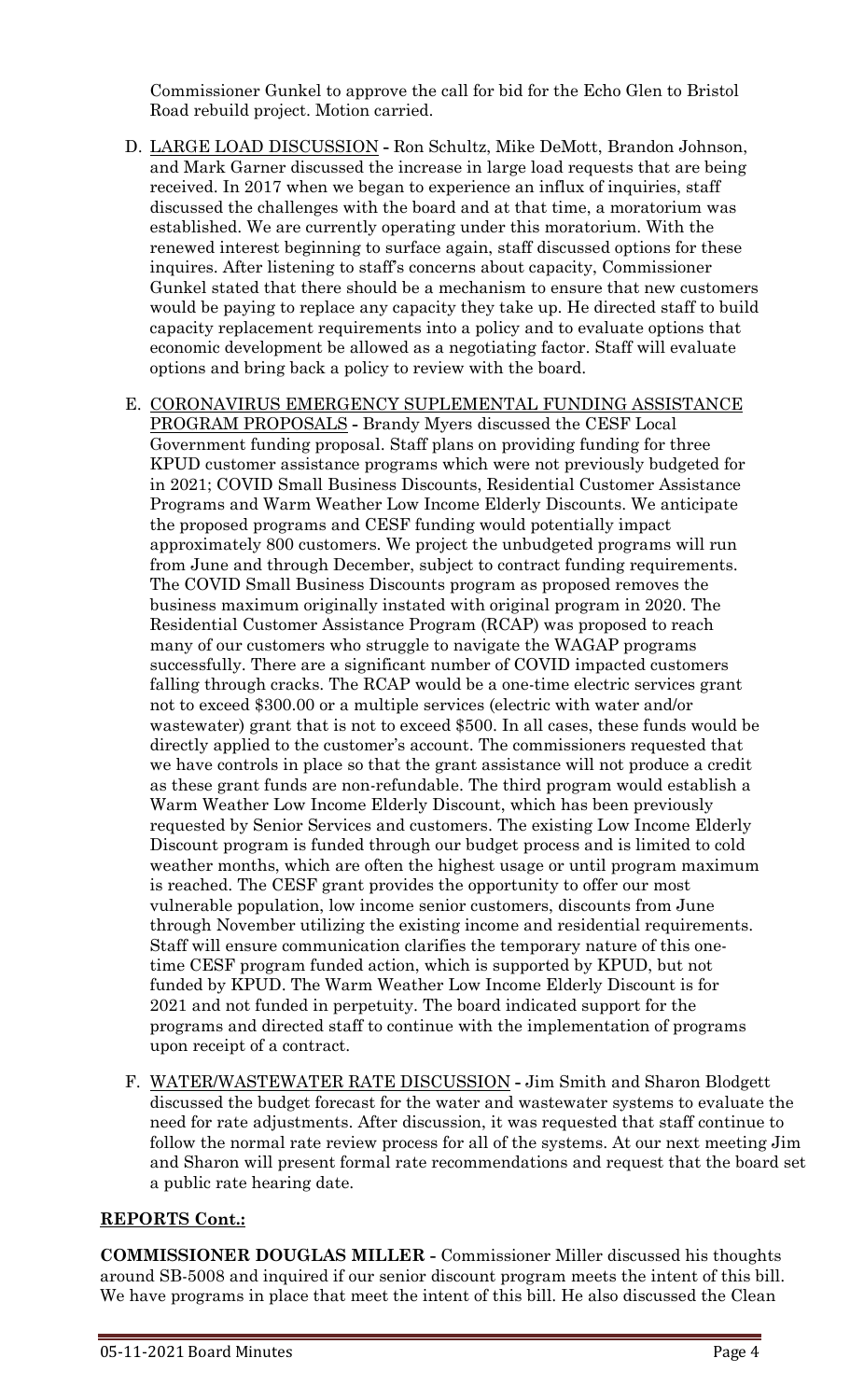Commissioner Gunkel to approve the call for bid for the Echo Glen to Bristol Road rebuild project. Motion carried.

D. <u>LARGE LOAD DISCUSSION</u> - Ron Schultz, Mike DeMott, Brandon Johnson, and Mark Garner discussed the increase in large load requests that are being received. In 2017 when we began to experience an influx of inquiries, staff discussed the challenges with the board and at that time, a moratorium was established. We are currently operating under this moratorium. With the renewed interest beginning to surface again, staff discussed options for these inquires. After listening to staff's concerns about capacity, Commissioner Gunkel stated that there should be a mechanism to ensure that new customers would be paying to replace any capacity they take up. He directed staff to build capacity replacement requirements into a policy and to evaluate options that economic development be allowed as a negotiating factor. Staff will evaluate options and bring back a policy to review with the board.

E. <u>CORONAVIRUS EMERGENCY SUPLEMENTAL FUNDING ASSISTANCE PROGRAM PROPOSALS</u> - Brandy Myers discussed the CESF Local Government funding proposal. Staff plans on providing funding for three KPUD customer assistance programs which were not previously budgeted for in 2021; COVID Small Business Discounts, Residential Customer Assistance Programs and Warm Weather Low Income Elderly Discounts. We anticipate the proposed programs and CESF funding would potentially impact approximately 800 customers. We project the unbudgeted programs will run from June and through December, subject to contract funding requirements. The COVID Small Business Discounts program as proposed removes the business maximum originally instated with original program in 2020. The Residential Customer Assistance Program (RCAP) was proposed to reach many of our customers who struggle to navigate the WAGAP programs successfully. There are a significant number of COVID impacted customers falling through cracks. The RCAP would be a one-time electric services grant not to exceed $300.00 or a multiple services (electric with water and/or wastewater) grant that is not to exceed $500. In all cases, these funds would be directly applied to the customer's account. The commissioners requested that we have controls in place so that the grant assistance will not produce a credit as these grant funds are non-refundable. The third program would establish a Warm Weather Low Income Elderly Discount, which has been previously requested by Senior Services and customers. The existing Low Income Elderly Discount program is funded through our budget process and is limited to cold weather months, which are often the highest usage or until program maximum is reached. The CESF grant provides the opportunity to offer our most vulnerable population, low income senior customers, discounts from June through November utilizing the existing income and residential requirements. Staff will ensure communication clarifies the temporary nature of this one-time CESF program funded action, which is supported by KPUD, but not funded by KPUD. The Warm Weather Low Income Elderly Discount is for 2021 and not funded in perpetuity. The board indicated support for the programs and directed staff to continue with the implementation of programs upon receipt of a contract.

F. <u>WATER/WASTEWATER RATE DISCUSSION</u> - Jim Smith and Sharon Blodgett discussed the budget forecast for the water and wastewater systems to evaluate the need for rate adjustments. After discussion, it was requested that staff continue to follow the normal rate review process for all of the systems. At our next meeting Jim and Sharon will present formal rate recommendations and request that the board set a public rate hearing date.

**<u>REPORTS Cont.:</u>**

**COMMISSIONER DOUGLAS MILLER** - Commissioner Miller discussed his thoughts around SB-5008 and inquired if our senior discount program meets the intent of this bill. We have programs in place that meet the intent of this bill. He also discussed the Clean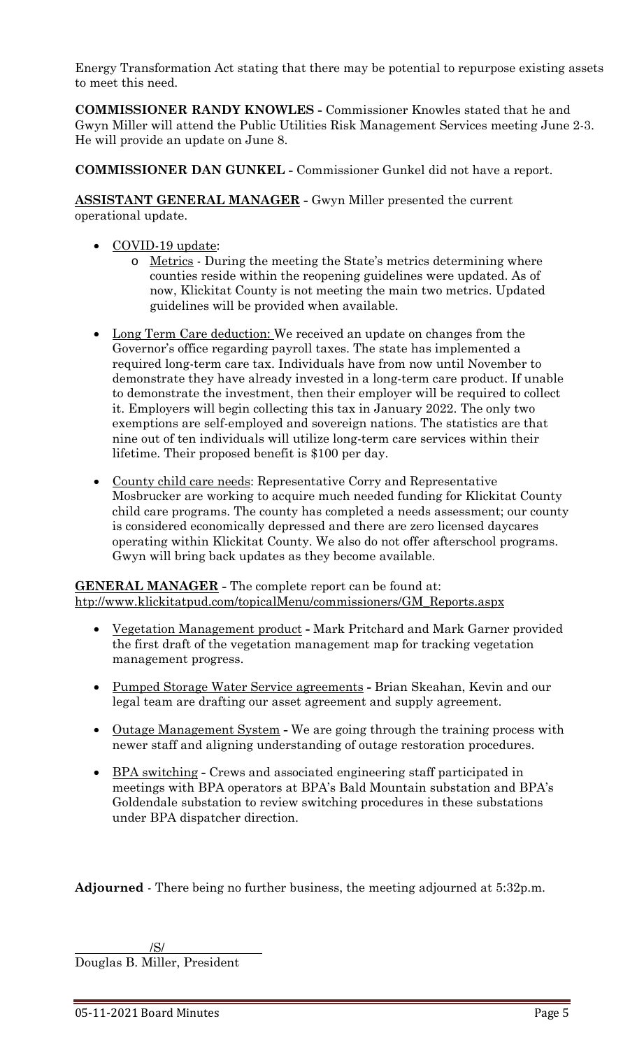Energy Transformation Act stating that there may be potential to repurpose existing assets to meet this need.

**COMMISSIONER RANDY KNOWLES -** Commissioner Knowles stated that he and Gwyn Miller will attend the Public Utilities Risk Management Services meeting June 2-3. He will provide an update on June 8.

**COMMISSIONER DAN GUNKEL -** Commissioner Gunkel did not have a report.

**ASSISTANT GENERAL MANAGER -** Gwyn Miller presented the current operational update.

- COVID-19 update:
  - Metrics - During the meeting the State's metrics determining where counties reside within the reopening guidelines were updated. As of now, Klickitat County is not meeting the main two metrics. Updated guidelines will be provided when available.
- Long Term Care deduction: We received an update on changes from the Governor's office regarding payroll taxes. The state has implemented a required long-term care tax. Individuals have from now until November to demonstrate they have already invested in a long-term care product. If unable to demonstrate the investment, then their employer will be required to collect it. Employers will begin collecting this tax in January 2022. The only two exemptions are self-employed and sovereign nations. The statistics are that nine out of ten individuals will utilize long-term care services within their lifetime. Their proposed benefit is $100 per day.
- County child care needs: Representative Corry and Representative Mosbrucker are working to acquire much needed funding for Klickitat County child care programs. The county has completed a needs assessment; our county is considered economically depressed and there are zero licensed daycares operating within Klickitat County. We also do not offer afterschool programs. Gwyn will bring back updates as they become available.

**GENERAL MANAGER -** The complete report can be found at: htp://www.klickitatpud.com/topicalMenu/commissioners/GM_Reports.aspx

- Vegetation Management product - Mark Pritchard and Mark Garner provided the first draft of the vegetation management map for tracking vegetation management progress.
- Pumped Storage Water Service agreements - Brian Skeahan, Kevin and our legal team are drafting our asset agreement and supply agreement.
- Outage Management System - We are going through the training process with newer staff and aligning understanding of outage restoration procedures.
- BPA switching - Crews and associated engineering staff participated in meetings with BPA operators at BPA's Bald Mountain substation and BPA's Goldendale substation to review switching procedures in these substations under BPA dispatcher direction.

**Adjourned** - There being no further business, the meeting adjourned at 5:32p.m.

/S/

Douglas B. Miller, President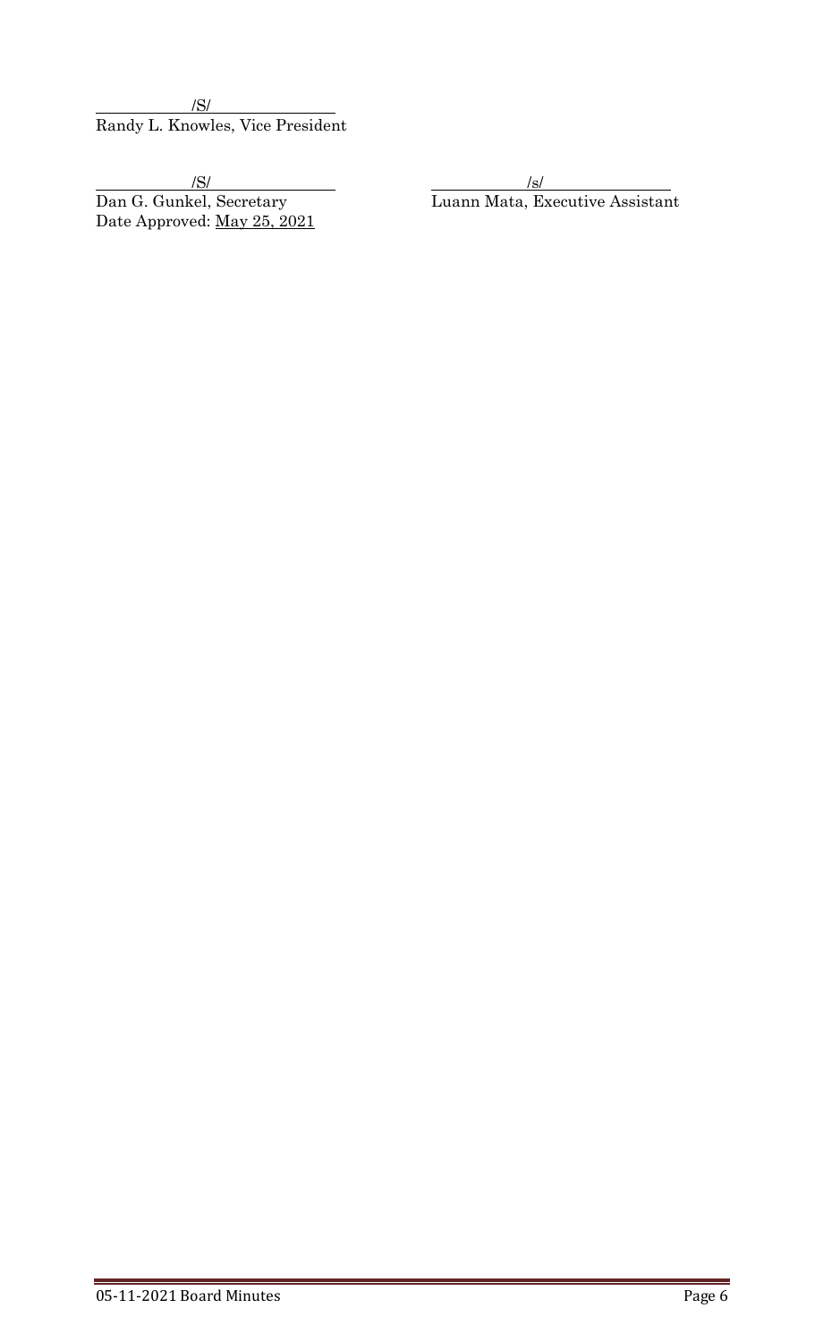/S/

Randy L. Knowles, Vice President

/S/

Dan G. Gunkel, Secretary

Date Approved: May 25, 2021

/s/

Luann Mata, Executive Assistant